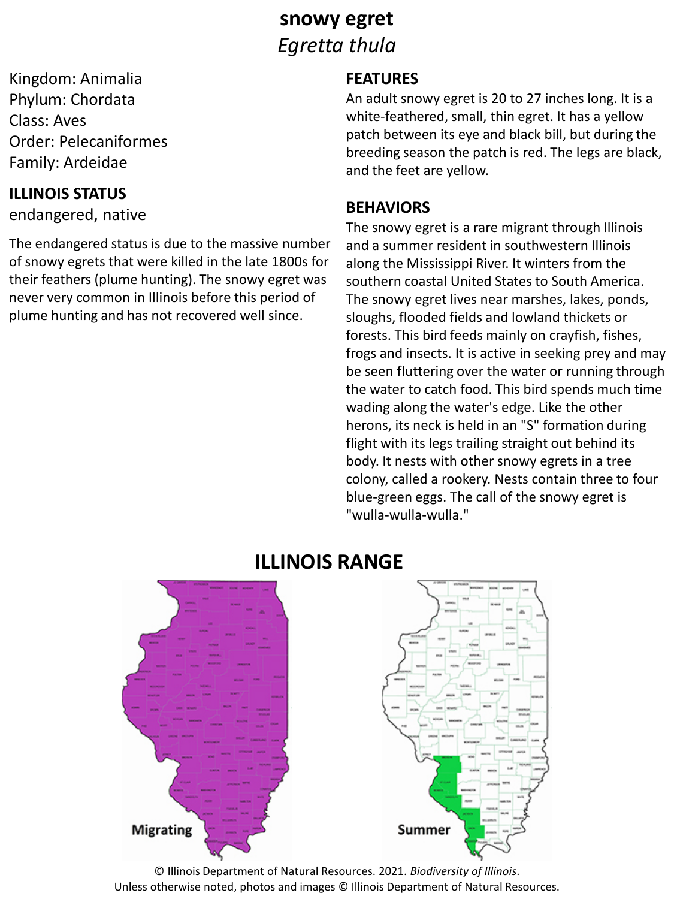# snowy egret

*Egretta thula*

Kingdom: Animalia
Phylum: Chordata
Class: Aves
Order: Pelecaniformes
Family: Ardeidae

## ILLINOIS STATUS

endangered, native

The endangered status is due to the massive number of snowy egrets that were killed in the late 1800s for their feathers (plume hunting). The snowy egret was never very common in Illinois before this period of plume hunting and has not recovered well since.

## FEATURES

An adult snowy egret is 20 to 27 inches long. It is a white-feathered, small, thin egret. It has a yellow patch between its eye and black bill, but during the breeding season the patch is red. The legs are black, and the feet are yellow.

## BEHAVIORS

The snowy egret is a rare migrant through Illinois and a summer resident in southwestern Illinois along the Mississippi River. It winters from the southern coastal United States to South America. The snowy egret lives near marshes, lakes, ponds, sloughs, flooded fields and lowland thickets or forests. This bird feeds mainly on crayfish, fishes, frogs and insects. It is active in seeking prey and may be seen fluttering over the water or running through the water to catch food. This bird spends much time wading along the water's edge. Like the other herons, its neck is held in an "S" formation during flight with its legs trailing straight out behind its body. It nests with other snowy egrets in a tree colony, called a rookery. Nests contain three to four blue-green eggs. The call of the snowy egret is "wulla-wulla-wulla."

## ILLINOIS RANGE

Migrating

Summer

© Illinois Department of Natural Resources. 2021. *Biodiversity of Illinois*.
Unless otherwise noted, photos and images © Illinois Department of Natural Resources.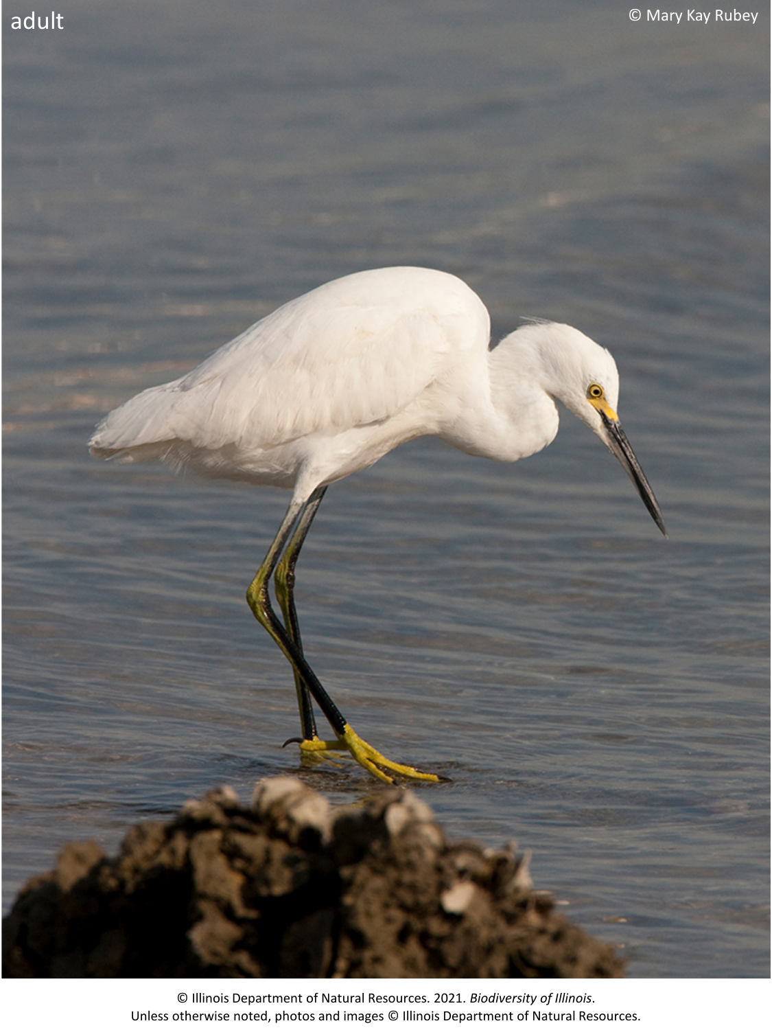adult

© Mary Kay Rubey

© Illinois Department of Natural Resources. 2021. *Biodiversity of Illinois*.
Unless otherwise noted, photos and images © Illinois Department of Natural Resources.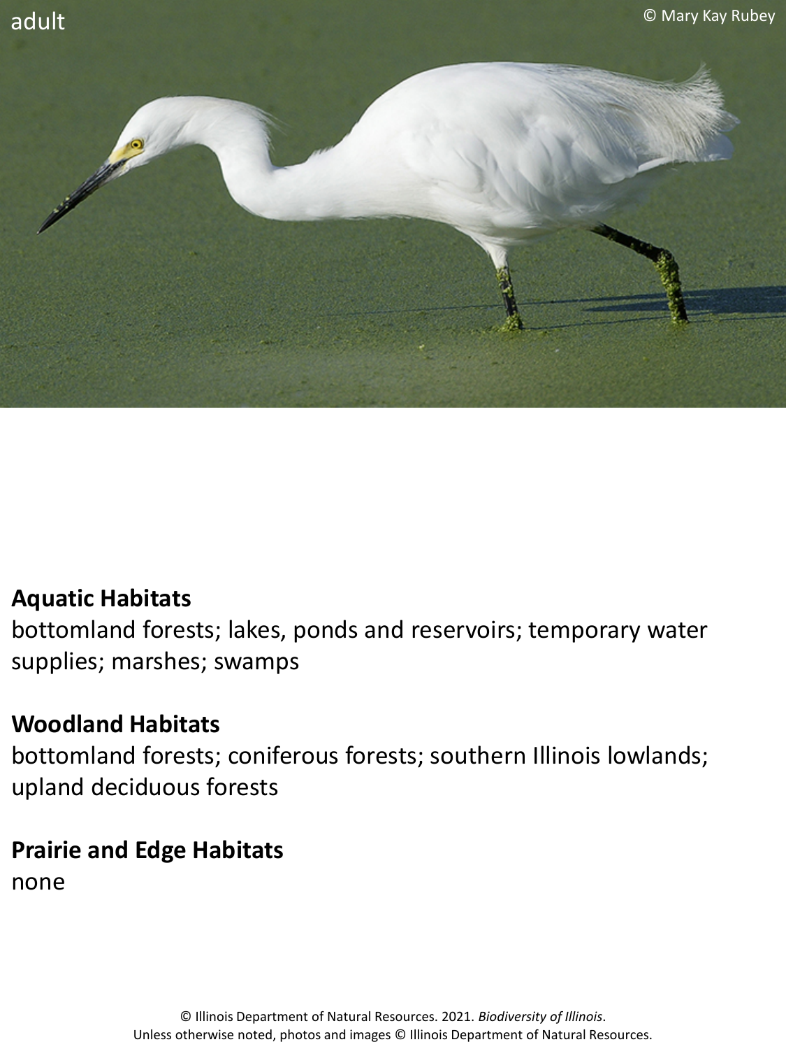**Aquatic Habitats**
bottomland forests; lakes, ponds and reservoirs; temporary water supplies; marshes; swamps

**Woodland Habitats**
bottomland forests; coniferous forests; southern Illinois lowlands; upland deciduous forests

**Prairie and Edge Habitats**
none